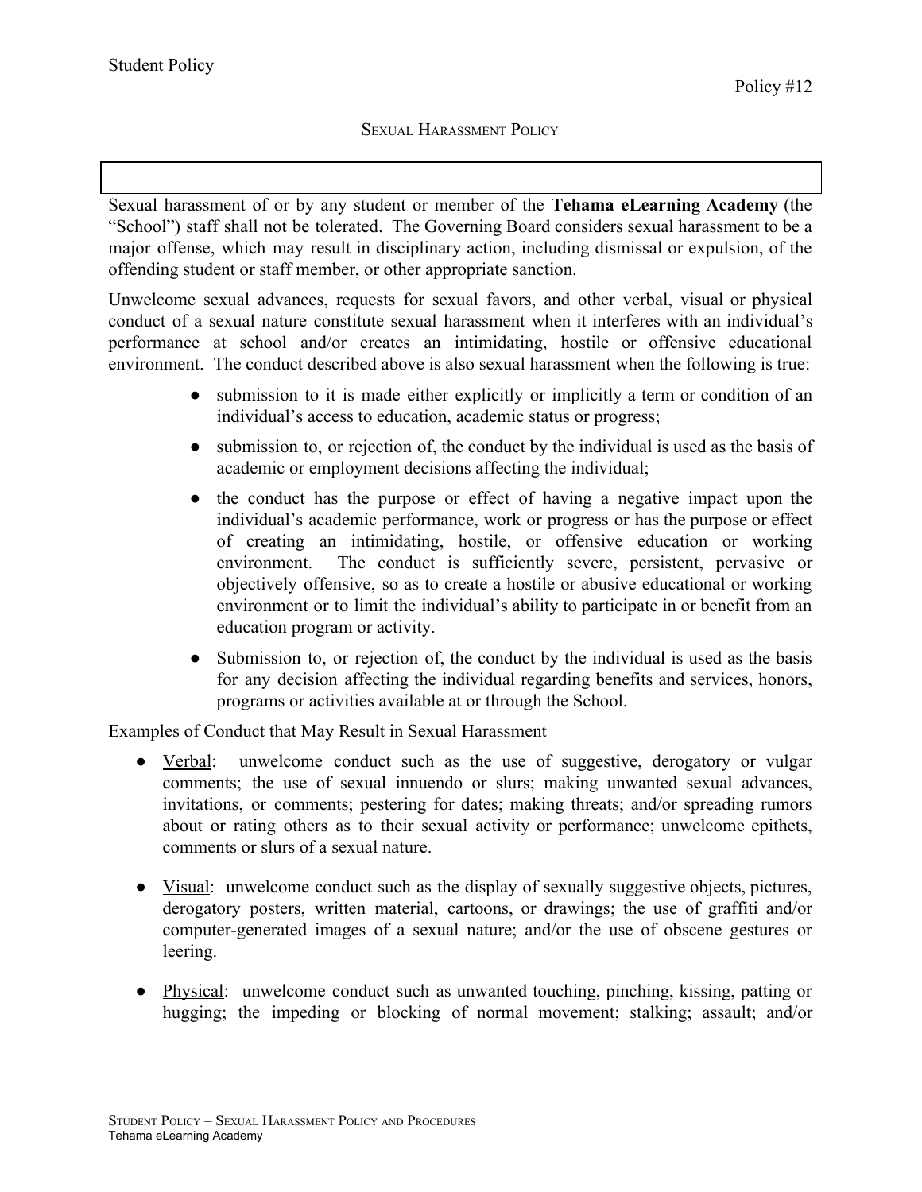Student Policy

Policy #12

# Sexual Harassment Policy

Sexual harassment of or by any student or member of the **Tehama eLearning Academy** (the "School") staff shall not be tolerated. The Governing Board considers sexual harassment to be a major offense, which may result in disciplinary action, including dismissal or expulsion, of the offending student or staff member, or other appropriate sanction.

Unwelcome sexual advances, requests for sexual favors, and other verbal, visual or physical conduct of a sexual nature constitute sexual harassment when it interferes with an individual's performance at school and/or creates an intimidating, hostile or offensive educational environment. The conduct described above is also sexual harassment when the following is true:

- submission to it is made either explicitly or implicitly a term or condition of an individual's access to education, academic status or progress;
- submission to, or rejection of, the conduct by the individual is used as the basis of academic or employment decisions affecting the individual;
- the conduct has the purpose or effect of having a negative impact upon the individual's academic performance, work or progress or has the purpose or effect of creating an intimidating, hostile, or offensive education or working environment. The conduct is sufficiently severe, persistent, pervasive or objectively offensive, so as to create a hostile or abusive educational or working environment or to limit the individual's ability to participate in or benefit from an education program or activity.
- Submission to, or rejection of, the conduct by the individual is used as the basis for any decision affecting the individual regarding benefits and services, honors, programs or activities available at or through the School.

Examples of Conduct that May Result in Sexual Harassment

- Verbal: unwelcome conduct such as the use of suggestive, derogatory or vulgar comments; the use of sexual innuendo or slurs; making unwanted sexual advances, invitations, or comments; pestering for dates; making threats; and/or spreading rumors about or rating others as to their sexual activity or performance; unwelcome epithets, comments or slurs of a sexual nature.
- Visual: unwelcome conduct such as the display of sexually suggestive objects, pictures, derogatory posters, written material, cartoons, or drawings; the use of graffiti and/or computer-generated images of a sexual nature; and/or the use of obscene gestures or leering.
- Physical: unwelcome conduct such as unwanted touching, pinching, kissing, patting or hugging; the impeding or blocking of normal movement; stalking; assault; and/or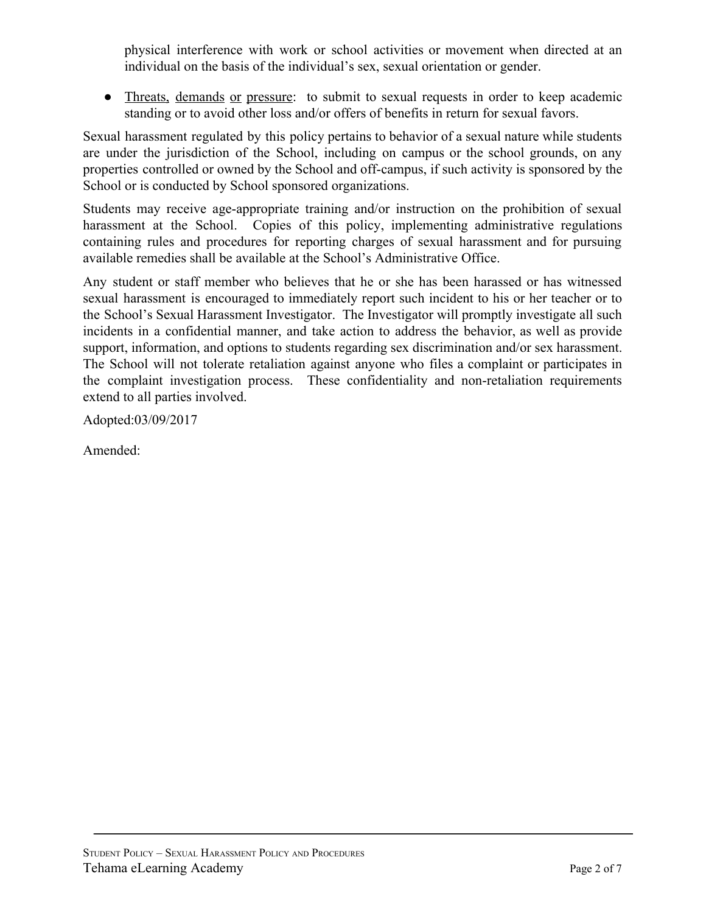physical interference with work or school activities or movement when directed at an individual on the basis of the individual's sex, sexual orientation or gender.

- Threats, demands or pressure: to submit to sexual requests in order to keep academic standing or to avoid other loss and/or offers of benefits in return for sexual favors.

Sexual harassment regulated by this policy pertains to behavior of a sexual nature while students are under the jurisdiction of the School, including on campus or the school grounds, on any properties controlled or owned by the School and off-campus, if such activity is sponsored by the School or is conducted by School sponsored organizations.

Students may receive age-appropriate training and/or instruction on the prohibition of sexual harassment at the School. Copies of this policy, implementing administrative regulations containing rules and procedures for reporting charges of sexual harassment and for pursuing available remedies shall be available at the School's Administrative Office.

Any student or staff member who believes that he or she has been harassed or has witnessed sexual harassment is encouraged to immediately report such incident to his or her teacher or to the School's Sexual Harassment Investigator. The Investigator will promptly investigate all such incidents in a confidential manner, and take action to address the behavior, as well as provide support, information, and options to students regarding sex discrimination and/or sex harassment. The School will not tolerate retaliation against anyone who files a complaint or participates in the complaint investigation process. These confidentiality and non-retaliation requirements extend to all parties involved.

Adopted:03/09/2017

Amended: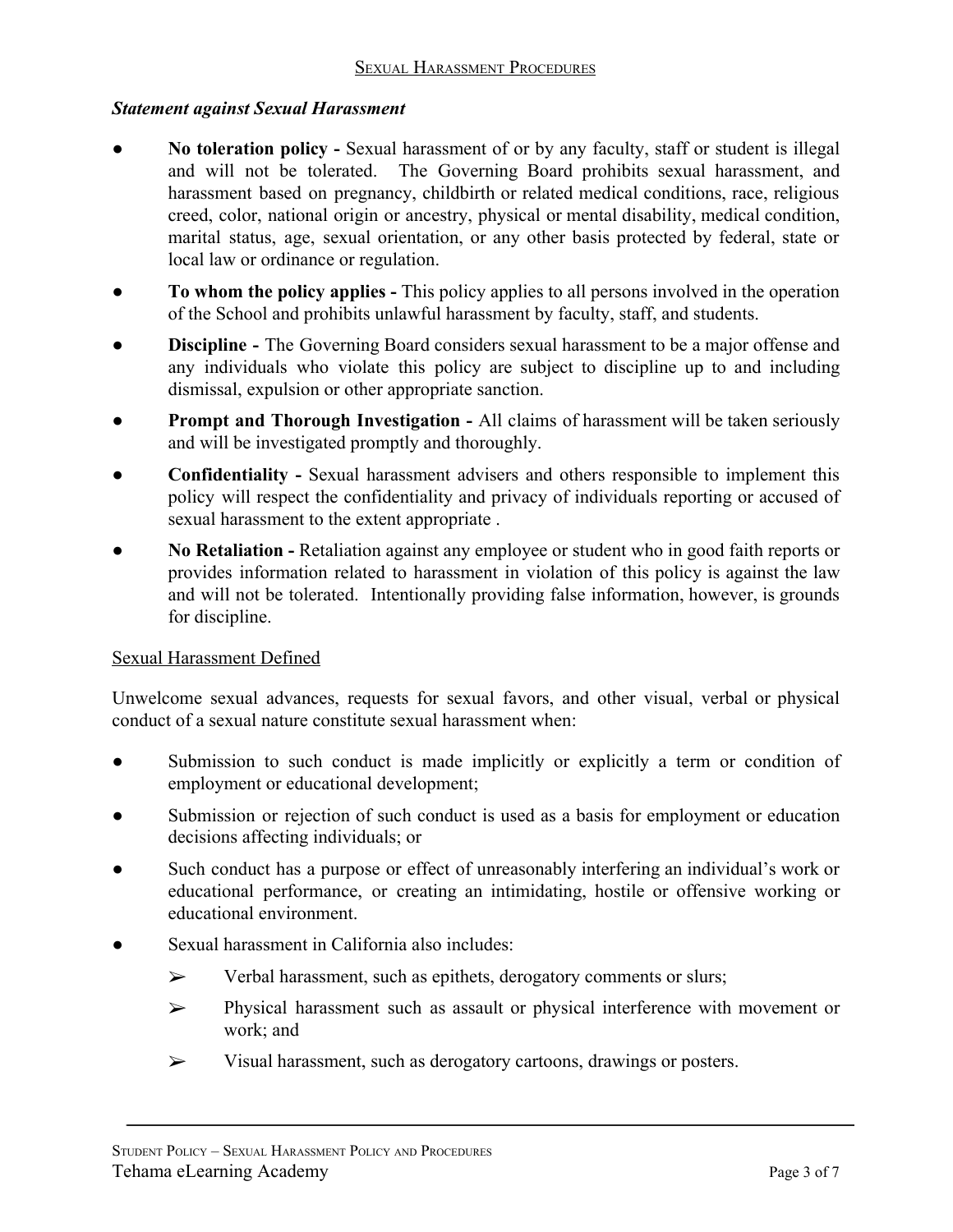## Sexual Harassment Procedures

***Statement against Sexual Harassment***

- **No toleration policy -** Sexual harassment of or by any faculty, staff or student is illegal and will not be tolerated. The Governing Board prohibits sexual harassment, and harassment based on pregnancy, childbirth or related medical conditions, race, religious creed, color, national origin or ancestry, physical or mental disability, medical condition, marital status, age, sexual orientation, or any other basis protected by federal, state or local law or ordinance or regulation.
- **To whom the policy applies -** This policy applies to all persons involved in the operation of the School and prohibits unlawful harassment by faculty, staff, and students.
- **Discipline -** The Governing Board considers sexual harassment to be a major offense and any individuals who violate this policy are subject to discipline up to and including dismissal, expulsion or other appropriate sanction.
- **Prompt and Thorough Investigation -** All claims of harassment will be taken seriously and will be investigated promptly and thoroughly.
- **Confidentiality -** Sexual harassment advisers and others responsible to implement this policy will respect the confidentiality and privacy of individuals reporting or accused of sexual harassment to the extent appropriate .
- **No Retaliation -** Retaliation against any employee or student who in good faith reports or provides information related to harassment in violation of this policy is against the law and will not be tolerated. Intentionally providing false information, however, is grounds for discipline.

### Sexual Harassment Defined

Unwelcome sexual advances, requests for sexual favors, and other visual, verbal or physical conduct of a sexual nature constitute sexual harassment when:

- Submission to such conduct is made implicitly or explicitly a term or condition of employment or educational development;
- Submission or rejection of such conduct is used as a basis for employment or education decisions affecting individuals; or
- Such conduct has a purpose or effect of unreasonably interfering an individual's work or educational performance, or creating an intimidating, hostile or offensive working or educational environment.
- Sexual harassment in California also includes:
  - Verbal harassment, such as epithets, derogatory comments or slurs;
  - Physical harassment such as assault or physical interference with movement or work; and
  - Visual harassment, such as derogatory cartoons, drawings or posters.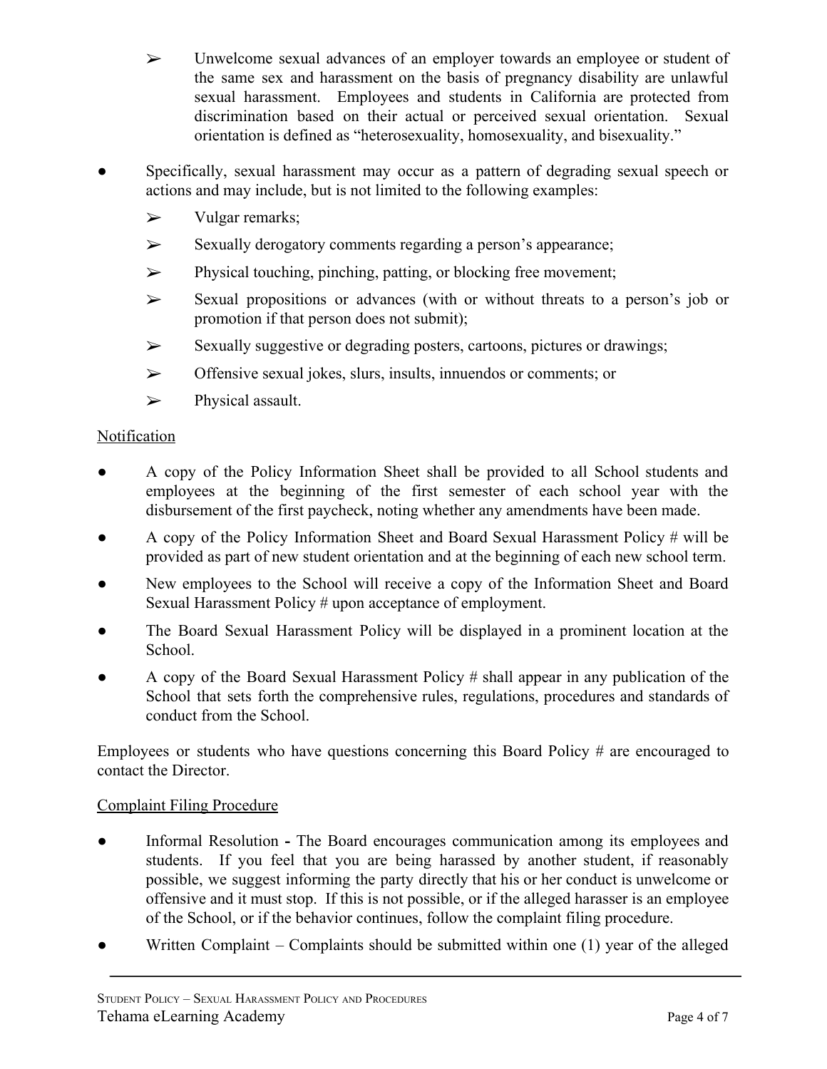- Unwelcome sexual advances of an employer towards an employee or student of the same sex and harassment on the basis of pregnancy disability are unlawful sexual harassment. Employees and students in California are protected from discrimination based on their actual or perceived sexual orientation. Sexual orientation is defined as "heterosexuality, homosexuality, and bisexuality."

- Specifically, sexual harassment may occur as a pattern of degrading sexual speech or actions and may include, but is not limited to the following examples:
  - Vulgar remarks;
  - Sexually derogatory comments regarding a person's appearance;
  - Physical touching, pinching, patting, or blocking free movement;
  - Sexual propositions or advances (with or without threats to a person's job or promotion if that person does not submit);
  - Sexually suggestive or degrading posters, cartoons, pictures or drawings;
  - Offensive sexual jokes, slurs, insults, innuendos or comments; or
  - Physical assault.

<u>Notification</u>

- A copy of the Policy Information Sheet shall be provided to all School students and employees at the beginning of the first semester of each school year with the disbursement of the first paycheck, noting whether any amendments have been made.
- A copy of the Policy Information Sheet and Board Sexual Harassment Policy # will be provided as part of new student orientation and at the beginning of each new school term.
- New employees to the School will receive a copy of the Information Sheet and Board Sexual Harassment Policy # upon acceptance of employment.
- The Board Sexual Harassment Policy will be displayed in a prominent location at the School.
- A copy of the Board Sexual Harassment Policy # shall appear in any publication of the School that sets forth the comprehensive rules, regulations, procedures and standards of conduct from the School.

Employees or students who have questions concerning this Board Policy # are encouraged to contact the Director.

<u>Complaint Filing Procedure</u>

- Informal Resolution **-** The Board encourages communication among its employees and students. If you feel that you are being harassed by another student, if reasonably possible, we suggest informing the party directly that his or her conduct is unwelcome or offensive and it must stop. If this is not possible, or if the alleged harasser is an employee of the School, or if the behavior continues, follow the complaint filing procedure.
- Written Complaint – Complaints should be submitted within one (1) year of the alleged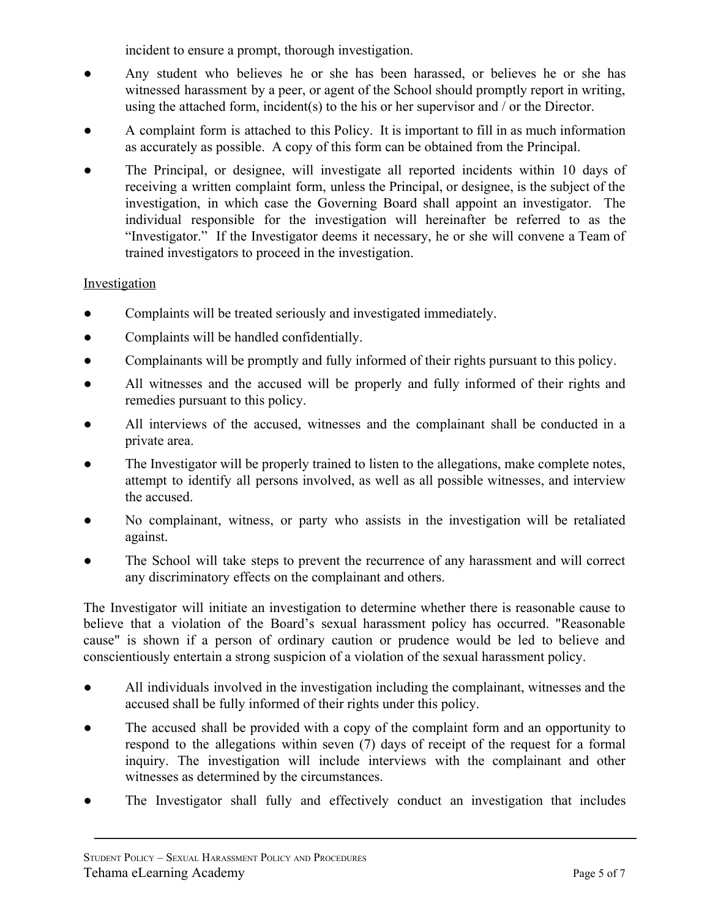incident to ensure a prompt, thorough investigation.

- Any student who believes he or she has been harassed, or believes he or she has witnessed harassment by a peer, or agent of the School should promptly report in writing, using the attached form, incident(s) to the his or her supervisor and / or the Director.
- A complaint form is attached to this Policy. It is important to fill in as much information as accurately as possible. A copy of this form can be obtained from the Principal.
- The Principal, or designee, will investigate all reported incidents within 10 days of receiving a written complaint form, unless the Principal, or designee, is the subject of the investigation, in which case the Governing Board shall appoint an investigator. The individual responsible for the investigation will hereinafter be referred to as the "Investigator." If the Investigator deems it necessary, he or she will convene a Team of trained investigators to proceed in the investigation.

Investigation

- Complaints will be treated seriously and investigated immediately.
- Complaints will be handled confidentially.
- Complainants will be promptly and fully informed of their rights pursuant to this policy.
- All witnesses and the accused will be properly and fully informed of their rights and remedies pursuant to this policy.
- All interviews of the accused, witnesses and the complainant shall be conducted in a private area.
- The Investigator will be properly trained to listen to the allegations, make complete notes, attempt to identify all persons involved, as well as all possible witnesses, and interview the accused.
- No complainant, witness, or party who assists in the investigation will be retaliated against.
- The School will take steps to prevent the recurrence of any harassment and will correct any discriminatory effects on the complainant and others.

The Investigator will initiate an investigation to determine whether there is reasonable cause to believe that a violation of the Board's sexual harassment policy has occurred. "Reasonable cause" is shown if a person of ordinary caution or prudence would be led to believe and conscientiously entertain a strong suspicion of a violation of the sexual harassment policy.

- All individuals involved in the investigation including the complainant, witnesses and the accused shall be fully informed of their rights under this policy.
- The accused shall be provided with a copy of the complaint form and an opportunity to respond to the allegations within seven (7) days of receipt of the request for a formal inquiry. The investigation will include interviews with the complainant and other witnesses as determined by the circumstances.
- The Investigator shall fully and effectively conduct an investigation that includes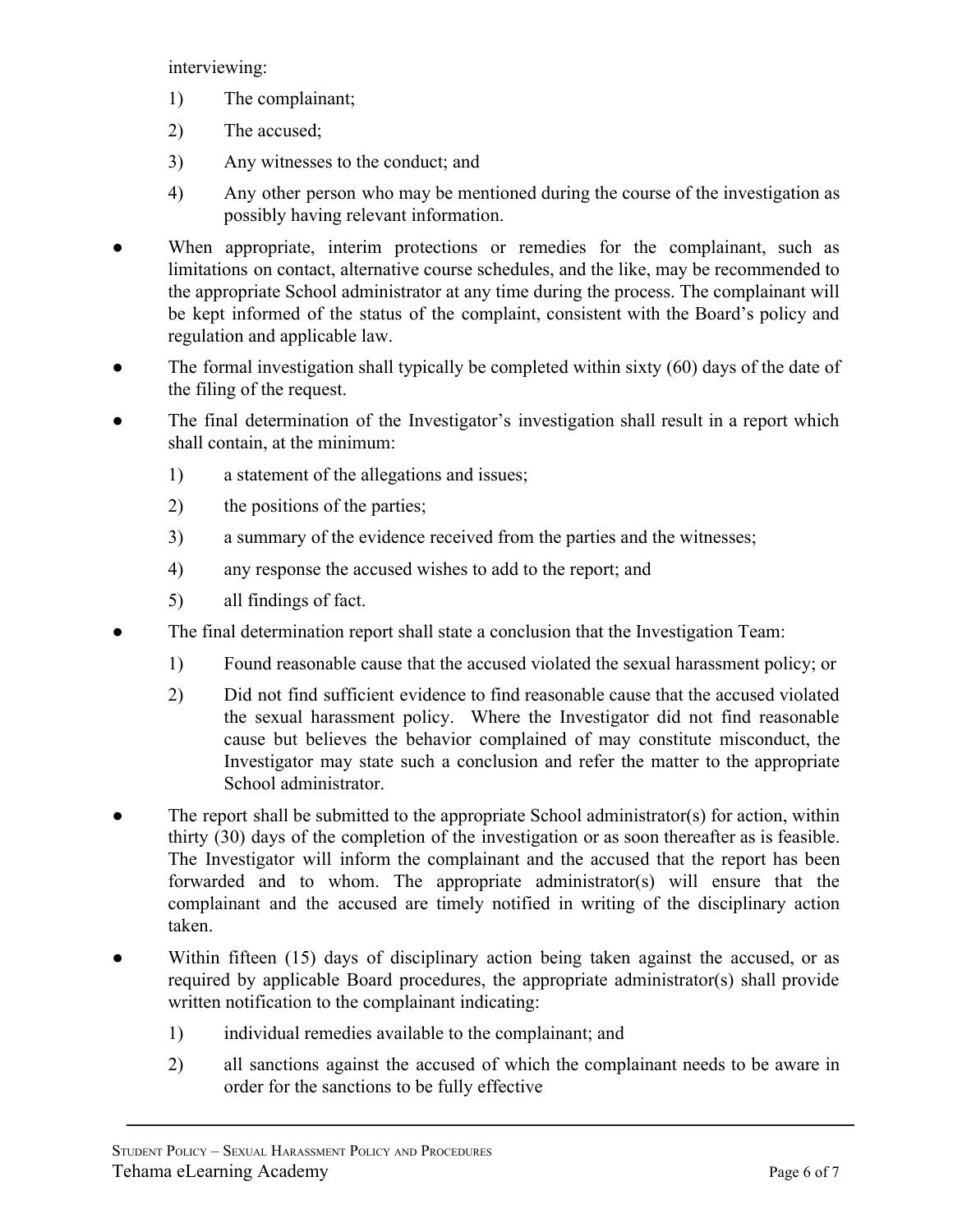interviewing:

1) The complainant;
2) The accused;
3) Any witnesses to the conduct; and
4) Any other person who may be mentioned during the course of the investigation as possibly having relevant information.

- When appropriate, interim protections or remedies for the complainant, such as limitations on contact, alternative course schedules, and the like, may be recommended to the appropriate School administrator at any time during the process. The complainant will be kept informed of the status of the complaint, consistent with the Board's policy and regulation and applicable law.
- The formal investigation shall typically be completed within sixty (60) days of the date of the filing of the request.
- The final determination of the Investigator's investigation shall result in a report which shall contain, at the minimum:
  1) a statement of the allegations and issues;
  2) the positions of the parties;
  3) a summary of the evidence received from the parties and the witnesses;
  4) any response the accused wishes to add to the report; and
  5) all findings of fact.
- The final determination report shall state a conclusion that the Investigation Team:
  1) Found reasonable cause that the accused violated the sexual harassment policy; or
  2) Did not find sufficient evidence to find reasonable cause that the accused violated the sexual harassment policy. Where the Investigator did not find reasonable cause but believes the behavior complained of may constitute misconduct, the Investigator may state such a conclusion and refer the matter to the appropriate School administrator.
- The report shall be submitted to the appropriate School administrator(s) for action, within thirty (30) days of the completion of the investigation or as soon thereafter as is feasible. The Investigator will inform the complainant and the accused that the report has been forwarded and to whom. The appropriate administrator(s) will ensure that the complainant and the accused are timely notified in writing of the disciplinary action taken.
- Within fifteen (15) days of disciplinary action being taken against the accused, or as required by applicable Board procedures, the appropriate administrator(s) shall provide written notification to the complainant indicating:
  1) individual remedies available to the complainant; and
  2) all sanctions against the accused of which the complainant needs to be aware in order for the sanctions to be fully effective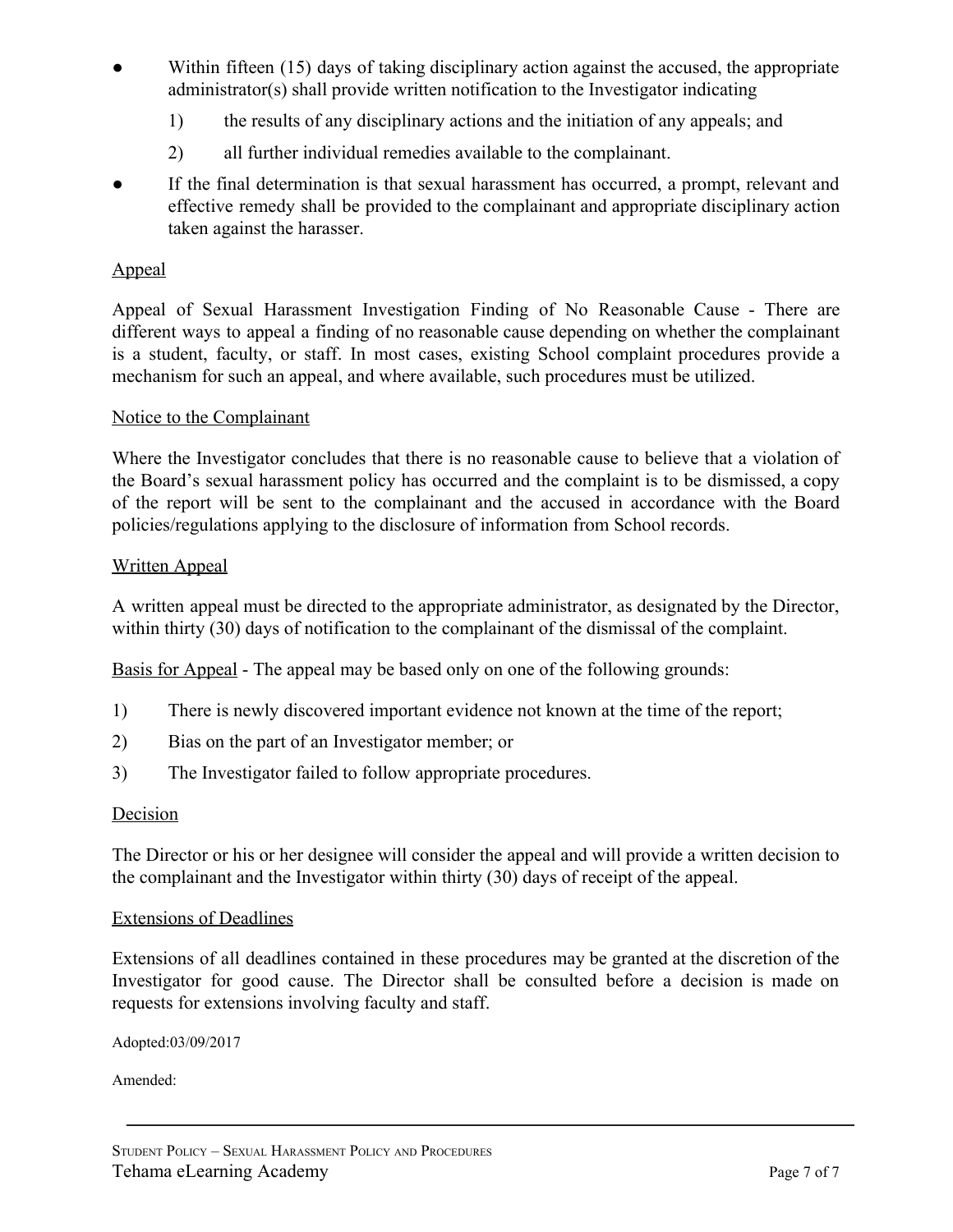- Within fifteen (15) days of taking disciplinary action against the accused, the appropriate administrator(s) shall provide written notification to the Investigator indicating
    1) the results of any disciplinary actions and the initiation of any appeals; and
    2) all further individual remedies available to the complainant.
- If the final determination is that sexual harassment has occurred, a prompt, relevant and effective remedy shall be provided to the complainant and appropriate disciplinary action taken against the harasser.

<u>Appeal</u>

Appeal of Sexual Harassment Investigation Finding of No Reasonable Cause - There are different ways to appeal a finding of no reasonable cause depending on whether the complainant is a student, faculty, or staff. In most cases, existing School complaint procedures provide a mechanism for such an appeal, and where available, such procedures must be utilized.

<u>Notice to the Complainant</u>

Where the Investigator concludes that there is no reasonable cause to believe that a violation of the Board's sexual harassment policy has occurred and the complaint is to be dismissed, a copy of the report will be sent to the complainant and the accused in accordance with the Board policies/regulations applying to the disclosure of information from School records.

<u>Written Appeal</u>

A written appeal must be directed to the appropriate administrator, as designated by the Director, within thirty (30) days of notification to the complainant of the dismissal of the complaint.

<u>Basis for Appeal</u> - The appeal may be based only on one of the following grounds:

1) There is newly discovered important evidence not known at the time of the report;
2) Bias on the part of an Investigator member; or
3) The Investigator failed to follow appropriate procedures.

<u>Decision</u>

The Director or his or her designee will consider the appeal and will provide a written decision to the complainant and the Investigator within thirty (30) days of receipt of the appeal.

<u>Extensions of Deadlines</u>

Extensions of all deadlines contained in these procedures may be granted at the discretion of the Investigator for good cause. The Director shall be consulted before a decision is made on requests for extensions involving faculty and staff.

Adopted:03/09/2017

Amended: